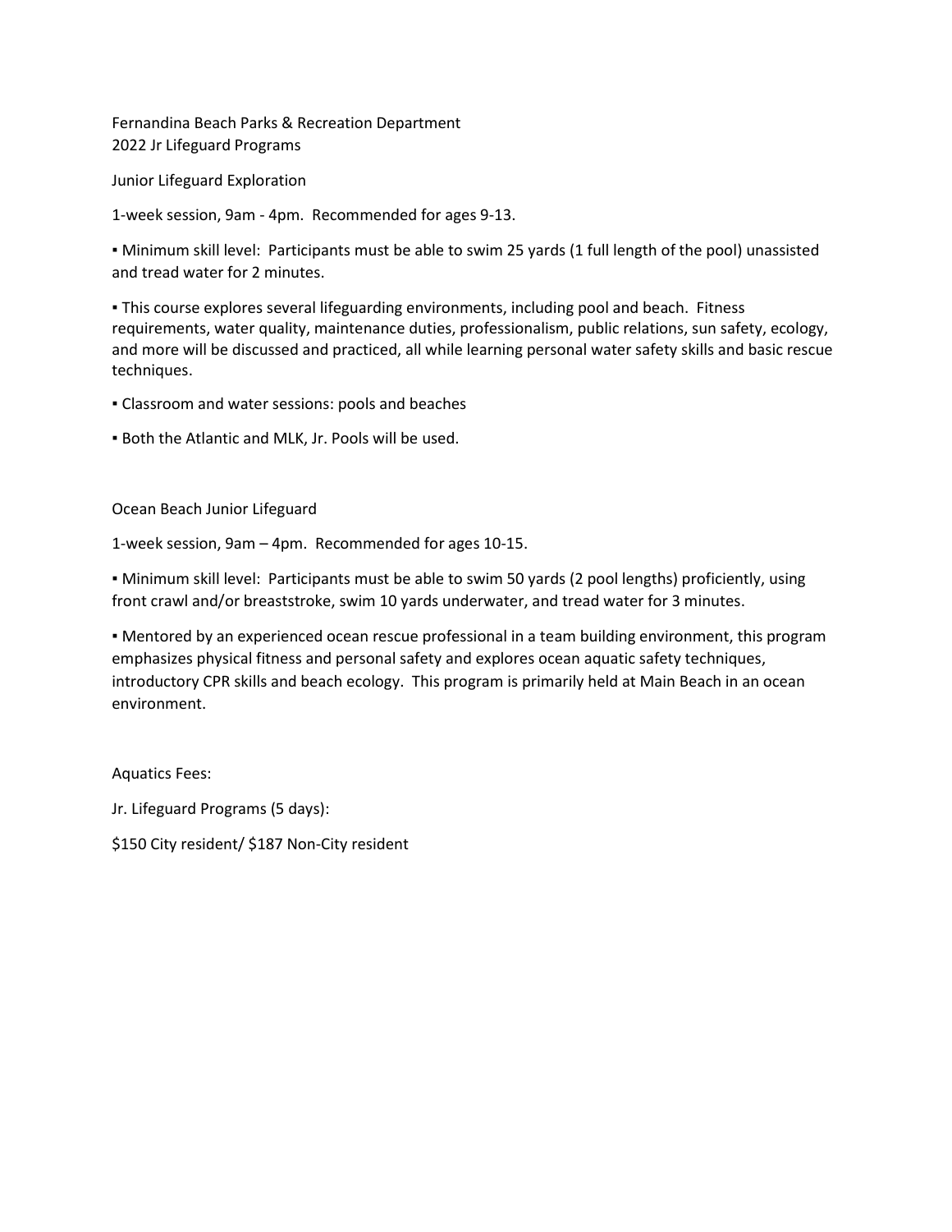Fernandina Beach Parks & Recreation Department
2022 Jr Lifeguard Programs

## Junior Lifeguard Exploration

1-week session, 9am - 4pm. Recommended for ages 9-13.

▪ Minimum skill level: Participants must be able to swim 25 yards (1 full length of the pool) unassisted and tread water for 2 minutes.

▪ This course explores several lifeguarding environments, including pool and beach. Fitness requirements, water quality, maintenance duties, professionalism, public relations, sun safety, ecology, and more will be discussed and practiced, all while learning personal water safety skills and basic rescue techniques.

▪ Classroom and water sessions: pools and beaches

▪ Both the Atlantic and MLK, Jr. Pools will be used.

## Ocean Beach Junior Lifeguard

1-week session, 9am – 4pm. Recommended for ages 10-15.

▪ Minimum skill level: Participants must be able to swim 50 yards (2 pool lengths) proficiently, using front crawl and/or breaststroke, swim 10 yards underwater, and tread water for 3 minutes.

▪ Mentored by an experienced ocean rescue professional in a team building environment, this program emphasizes physical fitness and personal safety and explores ocean aquatic safety techniques, introductory CPR skills and beach ecology. This program is primarily held at Main Beach in an ocean environment.

## Aquatics Fees:

Jr. Lifeguard Programs (5 days):

$150 City resident/ $187 Non-City resident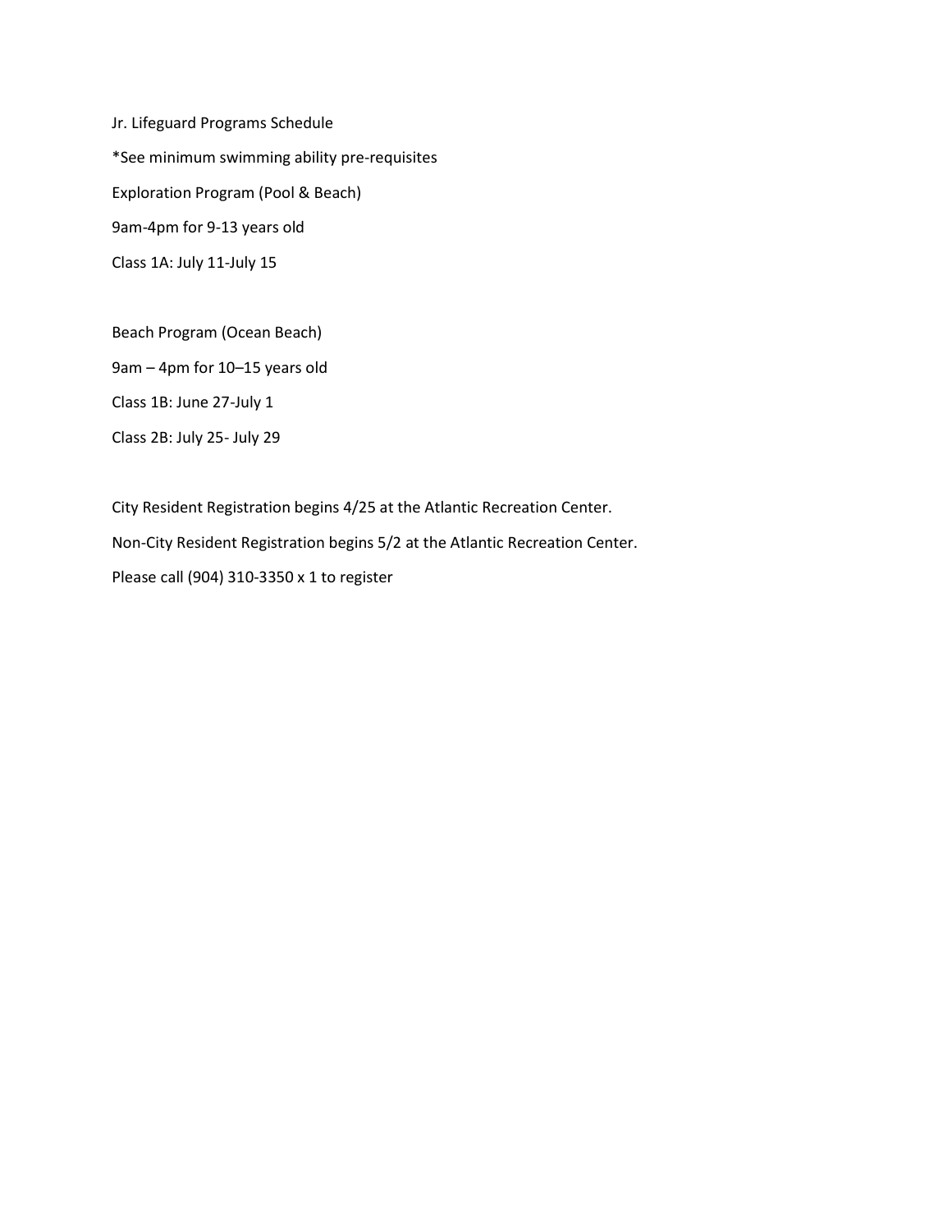Jr. Lifeguard Programs Schedule

*See minimum swimming ability pre-requisites

Exploration Program (Pool & Beach)

9am-4pm for 9-13 years old

Class 1A: July 11-July 15

Beach Program (Ocean Beach)

9am – 4pm for 10–15 years old

Class 1B: June 27-July 1

Class 2B: July 25- July 29

City Resident Registration begins 4/25 at the Atlantic Recreation Center.

Non-City Resident Registration begins 5/2 at the Atlantic Recreation Center.

Please call (904) 310-3350 x 1 to register